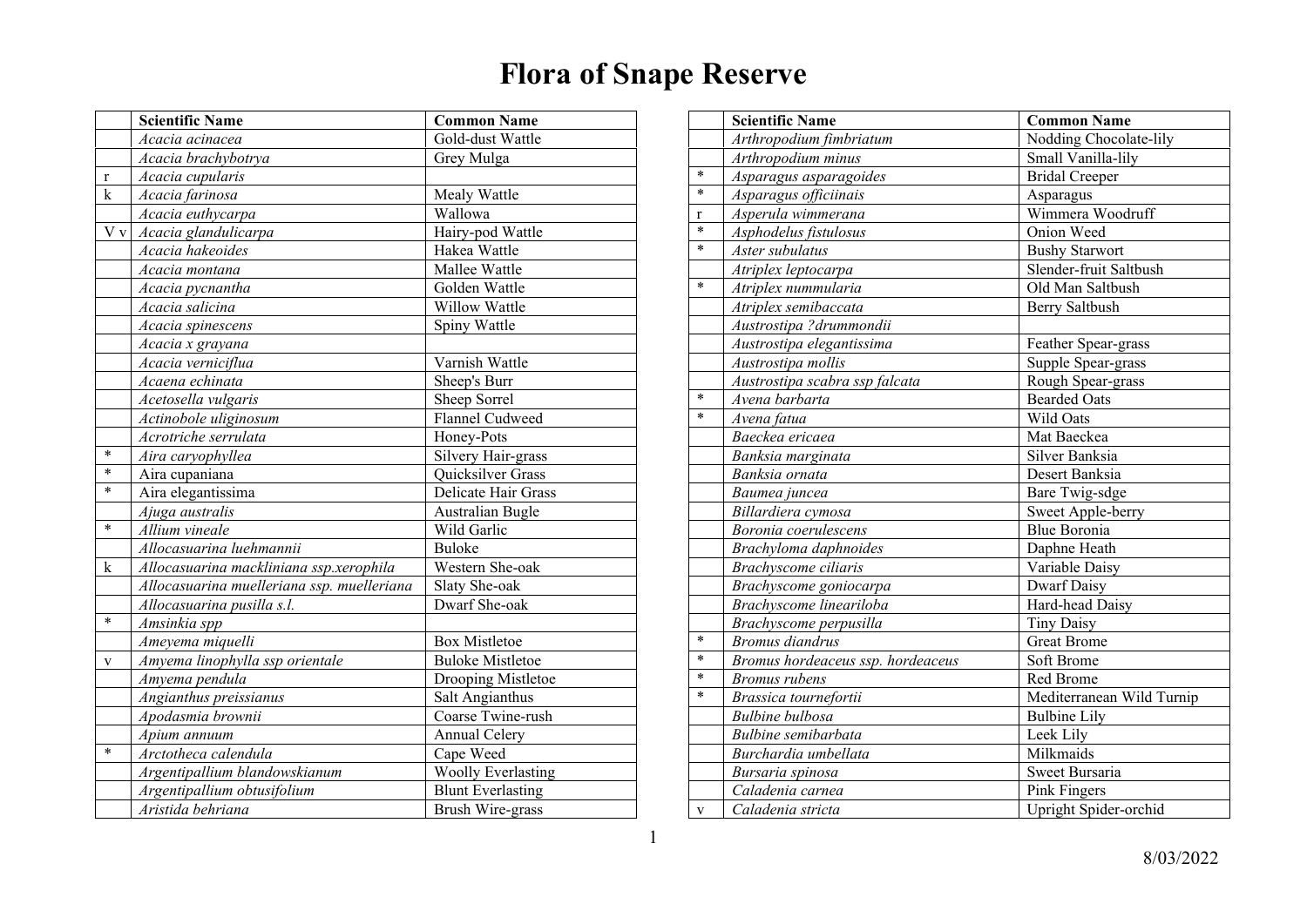# Flora of Snape Reserve

| | Scientific Name | Common Name |
|---|---|---|
| | *Acacia acinacea* | Gold-dust Wattle |
| | *Acacia brachybotrya* | Grey Mulga |
| r | *Acacia cupularis* | |
| k | *Acacia farinosa* | Mealy Wattle |
| | *Acacia euthycarpa* | Wallowa |
| V v | *Acacia glandulicarpa* | Hairy-pod Wattle |
| | *Acacia hakeoides* | Hakea Wattle |
| | *Acacia montana* | Mallee Wattle |
| | *Acacia pycnantha* | Golden Wattle |
| | *Acacia salicina* | Willow Wattle |
| | *Acacia spinescens* | Spiny Wattle |
| | *Acacia x grayana* | |
| | *Acacia verniciflua* | Varnish Wattle |
| | *Acaena echinata* | Sheep's Burr |
| | *Acetosella vulgaris* | Sheep Sorrel |
| | *Actinobole uliginosum* | Flannel Cudweed |
| | *Acrotriche serrulata* | Honey-Pots |
| * | *Aira caryophyllea* | Silvery Hair-grass |
| * | Aira cupaniana | Quicksilver Grass |
| * | Aira elegantissima | Delicate Hair Grass |
| | *Ajuga australis* | Australian Bugle |
| * | *Allium vineale* | Wild Garlic |
| | *Allocasuarina luehmannii* | Buloke |
| k | *Allocasuarina mackliniana ssp.xerophila* | Western She-oak |
| | *Allocasuarina muelleriana ssp. muelleriana* | Slaty She-oak |
| | *Allocasuarina pusilla s.l.* | Dwarf She-oak |
| * | *Amsinkia spp* | |
| | *Ameyema miquelli* | Box Mistletoe |
| v | *Amyema linophylla ssp orientale* | Buloke Mistletoe |
| | *Amyema pendula* | Drooping Mistletoe |
| | *Angianthus preissianus* | Salt Angianthus |
| | *Apodasmia brownii* | Coarse Twine-rush |
| | *Apium annuum* | Annual Celery |
| * | *Arctotheca calendula* | Cape Weed |
| | *Argentipallium blandowskianum* | Woolly Everlasting |
| | *Argentipallium obtusifolium* | Blunt Everlasting |
| | *Aristida behriana* | Brush Wire-grass |
| | *Arthropodium fimbriatum* | Nodding Chocolate-lily |
| | *Arthropodium minus* | Small Vanilla-lily |
| * | *Asparagus asparagoides* | Bridal Creeper |
| * | *Asparagus officiinais* | Asparagus |
| r | *Asperula wimmerana* | Wimmera Woodruff |
| * | *Asphodelus fistulosus* | Onion Weed |
| * | *Aster subulatus* | Bushy Starwort |
| | *Atriplex leptocarpa* | Slender-fruit Saltbush |
| * | *Atriplex nummularia* | Old Man Saltbush |
| | *Atriplex semibaccata* | Berry Saltbush |
| | *Austrostipa ?drummondii* | |
| | *Austrostipa elegantissima* | Feather Spear-grass |
| | *Austrostipa mollis* | Supple Spear-grass |
| | *Austrostipa scabra ssp falcata* | Rough Spear-grass |
| * | *Avena barbarta* | Bearded Oats |
| * | *Avena fatua* | Wild Oats |
| | *Baeckea ericaea* | Mat Baeckea |
| | *Banksia marginata* | Silver Banksia |
| | *Banksia ornata* | Desert Banksia |
| | *Baumea juncea* | Bare Twig-sdge |
| | *Billardiera cymosa* | Sweet Apple-berry |
| | *Boronia coerulescens* | Blue Boronia |
| | *Brachyloma daphnoides* | Daphne Heath |
| | *Brachyscome ciliaris* | Variable Daisy |
| | *Brachyscome goniocarpa* | Dwarf Daisy |
| | *Brachyscome lineariloba* | Hard-head Daisy |
| | *Brachyscome perpusilla* | Tiny Daisy |
| * | *Bromus diandrus* | Great Brome |
| * | *Bromus hordeaceus ssp. hordeaceus* | Soft Brome |
| * | *Bromus rubens* | Red Brome |
| * | *Brassica tournefortii* | Mediterranean Wild Turnip |
| | *Bulbine bulbosa* | Bulbine Lily |
| | *Bulbine semibarbata* | Leek Lily |
| | *Burchardia umbellata* | Milkmaids |
| | *Bursaria spinosa* | Sweet Bursaria |
| | *Caladenia carnea* | Pink Fingers |
| v | *Caladenia stricta* | Upright Spider-orchid |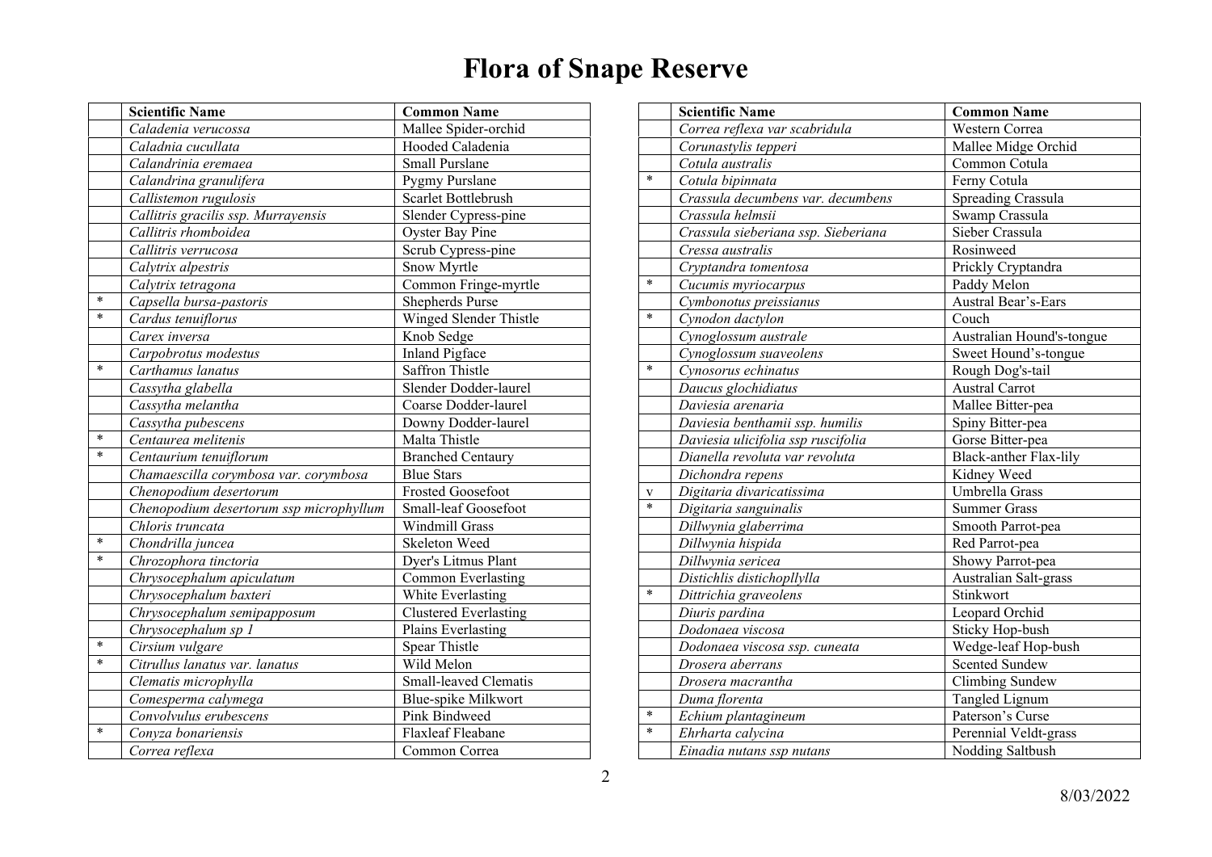# Flora of Snape Reserve

| | Scientific Name | Common Name |
|---|---|---|
| | *Caladenia verucossa* | Mallee Spider-orchid |
| | *Caladnia cucullata* | Hooded Caladenia |
| | *Calandrinia eremaea* | Small Purslane |
| | *Calandrina granulifera* | Pygmy Purslane |
| | *Callistemon rugulosis* | Scarlet Bottlebrush |
| | *Callitris gracilis ssp. Murrayensis* | Slender Cypress-pine |
| | *Callitris rhomboidea* | Oyster Bay Pine |
| | *Callitris verrucosa* | Scrub Cypress-pine |
| | *Calytrix alpestris* | Snow Myrtle |
| | *Calytrix tetragona* | Common Fringe-myrtle |
| * | *Capsella bursa-pastoris* | Shepherds Purse |
| * | *Cardus tenuiflorus* | Winged Slender Thistle |
| | *Carex inversa* | Knob Sedge |
| | *Carpobrotus modestus* | Inland Pigface |
| * | *Carthamus lanatus* | Saffron Thistle |
| | *Cassytha glabella* | Slender Dodder-laurel |
| | *Cassytha melantha* | Coarse Dodder-laurel |
| | *Cassytha pubescens* | Downy Dodder-laurel |
| * | *Centaurea melitenis* | Malta Thistle |
| * | *Centaurium tenuiflorum* | Branched Centaury |
| | *Chamaescilla corymbosa var. corymbosa* | Blue Stars |
| | *Chenopodium desertorum* | Frosted Goosefoot |
| | *Chenopodium desertorum ssp microphyllum* | Small-leaf Goosefoot |
| | *Chloris truncata* | Windmill Grass |
| * | *Chondrilla juncea* | Skeleton Weed |
| * | *Chrozophora tinctoria* | Dyer's Litmus Plant |
| | *Chrysocephalum apiculatum* | Common Everlasting |
| | *Chrysocephalum baxteri* | White Everlasting |
| | *Chrysocephalum semipapposum* | Clustered Everlasting |
| | *Chrysocephalum sp 1* | Plains Everlasting |
| * | *Cirsium vulgare* | Spear Thistle |
| * | *Citrullus lanatus var. lanatus* | Wild Melon |
| | *Clematis microphylla* | Small-leaved Clematis |
| | *Comesperma calymega* | Blue-spike Milkwort |
| | *Convolvulus erubescens* | Pink Bindweed |
| * | *Conyza bonariensis* | Flaxleaf Fleabane |
| | *Correa reflexa* | Common Correa |
| | *Correa reflexa var scabridula* | Western Correa |
| | *Corunastylis tepperi* | Mallee Midge Orchid |
| | *Cotula australis* | Common Cotula |
| * | *Cotula bipinnata* | Ferny Cotula |
| | *Crassula decumbens var. decumbens* | Spreading Crassula |
| | *Crassula helmsii* | Swamp Crassula |
| | *Crassula sieberiana ssp. Sieberiana* | Sieber Crassula |
| | *Cressa australis* | Rosinweed |
| | *Cryptandra tomentosa* | Prickly Cryptandra |
| * | *Cucumis myriocarpus* | Paddy Melon |
| | *Cymbonotus preissianus* | Austral Bear's-Ears |
| * | *Cynodon dactylon* | Couch |
| | *Cynoglossum australe* | Australian Hound's-tongue |
| | *Cynoglossum suaveolens* | Sweet Hound's-tongue |
| * | *Cynosorus echinatus* | Rough Dog's-tail |
| | *Daucus glochidiatus* | Austral Carrot |
| | *Daviesia arenaria* | Mallee Bitter-pea |
| | *Daviesia benthamii ssp. humilis* | Spiny Bitter-pea |
| | *Daviesia ulicifolia ssp ruscifolia* | Gorse Bitter-pea |
| | *Dianella revoluta var revoluta* | Black-anther Flax-lily |
| | *Dichondra repens* | Kidney Weed |
| v | *Digitaria divaricatissima* | Umbrella Grass |
| * | *Digitaria sanguinalis* | Summer Grass |
| | *Dillwynia glaberrima* | Smooth Parrot-pea |
| | *Dillwynia hispida* | Red Parrot-pea |
| | *Dillwynia sericea* | Showy Parrot-pea |
| | *Distichlis distichopllylla* | Australian Salt-grass |
| * | *Dittrichia graveolens* | Stinkwort |
| | *Diuris pardina* | Leopard Orchid |
| | *Dodonaea viscosa* | Sticky Hop-bush |
| | *Dodonaea viscosa ssp. cuneata* | Wedge-leaf Hop-bush |
| | *Drosera aberrans* | Scented Sundew |
| | *Drosera macrantha* | Climbing Sundew |
| | *Duma florenta* | Tangled Lignum |
| * | *Echium plantagineum* | Paterson's Curse |
| * | *Ehrharta calycina* | Perennial Veldt-grass |
| | *Einadia nutans ssp nutans* | Nodding Saltbush |

8/03/2022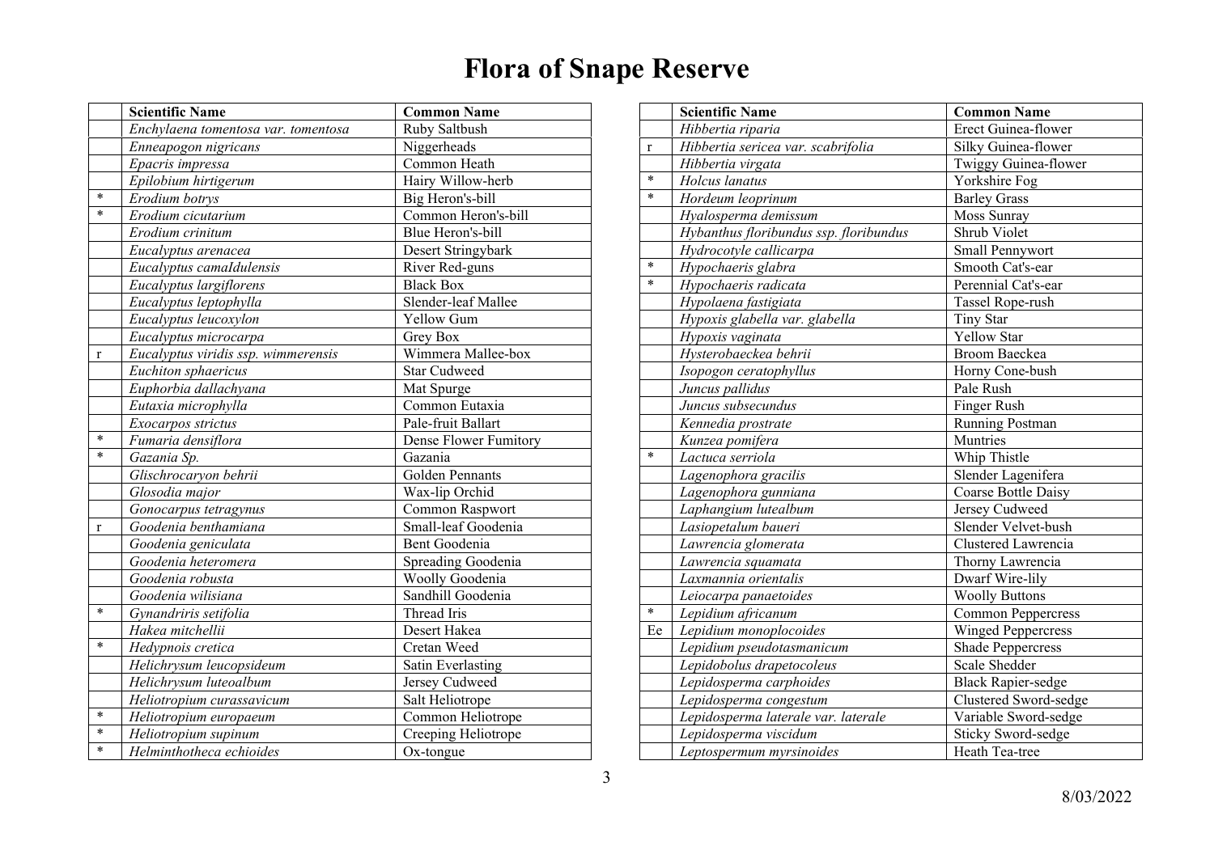# Flora of Snape Reserve

| | Scientific Name | Common Name |
|---|---|---|
| | *Enchylaena tomentosa var. tomentosa* | Ruby Saltbush |
| | *Enneapogon nigricans* | Niggerheads |
| | *Epacris impressa* | Common Heath |
| | *Epilobium hirtigerum* | Hairy Willow-herb |
| * | *Erodium botrys* | Big Heron's-bill |
| * | *Erodium cicutarium* | Common Heron's-bill |
| | *Erodium crinitum* | Blue Heron's-bill |
| | *Eucalyptus arenacea* | Desert Stringybark |
| | *Eucalyptus camaldulensis* | River Red-guns |
| | *Eucalyptus largiflorens* | Black Box |
| | *Eucalyptus leptophylla* | Slender-leaf Mallee |
| | *Eucalyptus leucoxylon* | Yellow Gum |
| | *Eucalyptus microcarpa* | Grey Box |
| r | *Eucalyptus viridis ssp. wimmerensis* | Wimmera Mallee-box |
| | *Euchiton sphaericus* | Star Cudweed |
| | *Euphorbia dallachyana* | Mat Spurge |
| | *Eutaxia microphylla* | Common Eutaxia |
| | *Exocarpos strictus* | Pale-fruit Ballart |
| * | *Fumaria densiflora* | Dense Flower Fumitory |
| * | *Gazania Sp.* | Gazania |
| | *Glischrocaryon behrii* | Golden Pennants |
| | *Glosodia major* | Wax-lip Orchid |
| | *Gonocarpus tetragynus* | Common Raspwort |
| r | *Goodenia benthamiana* | Small-leaf Goodenia |
| | *Goodenia geniculata* | Bent Goodenia |
| | *Goodenia heteromera* | Spreading Goodenia |
| | *Goodenia robusta* | Woolly Goodenia |
| | *Goodenia wilisiana* | Sandhill Goodenia |
| * | *Gynandriris setifolia* | Thread Iris |
| | *Hakea mitchellii* | Desert Hakea |
| * | *Hedypnois cretica* | Cretan Weed |
| | *Helichrysum leucopsideum* | Satin Everlasting |
| | *Helichrysum luteoalbum* | Jersey Cudweed |
| | *Heliotropium curassavicum* | Salt Heliotrope |
| * | *Heliotropium europaeum* | Common Heliotrope |
| * | *Heliotropium supinum* | Creeping Heliotrope |
| * | *Helminthotheca echioides* | Ox-tongue |
| | *Hibbertia riparia* | Erect Guinea-flower |
| r | *Hibbertia sericea var. scabrifolia* | Silky Guinea-flower |
| | *Hibbertia virgata* | Twiggy Guinea-flower |
| * | *Holcus lanatus* | Yorkshire Fog |
| * | *Hordeum leoprinum* | Barley Grass |
| | *Hyalosperma demissum* | Moss Sunray |
| | *Hybanthus floribundus ssp. floribundus* | Shrub Violet |
| | *Hydrocotyle callicarpa* | Small Pennywort |
| * | *Hypochaeris glabra* | Smooth Cat's-ear |
| * | *Hypochaeris radicata* | Perennial Cat's-ear |
| | *Hypolaena fastigiata* | Tassel Rope-rush |
| | *Hypoxis glabella var. glabella* | Tiny Star |
| | *Hypoxis vaginata* | Yellow Star |
| | *Hysterobaeckea behrii* | Broom Baeckea |
| | *Isopogon ceratophyllus* | Horny Cone-bush |
| | *Juncus pallidus* | Pale Rush |
| | *Juncus subsecundus* | Finger Rush |
| | *Kennedia prostrate* | Running Postman |
| | *Kunzea pomifera* | Muntries |
| * | *Lactuca serriola* | Whip Thistle |
| | *Lagenophora gracilis* | Slender Lagenifera |
| | *Lagenophora gunniana* | Coarse Bottle Daisy |
| | *Laphangium lutealbum* | Jersey Cudweed |
| | *Lasiopetalum baueri* | Slender Velvet-bush |
| | *Lawrencia glomerata* | Clustered Lawrencia |
| | *Lawrencia squamata* | Thorny Lawrencia |
| | *Laxmannia orientalis* | Dwarf Wire-lily |
| | *Leiocarpa panaetoides* | Woolly Buttons |
| * | *Lepidium africanum* | Common Peppercress |
| Ee | *Lepidium monoplocoides* | Winged Peppercress |
| | *Lepidium pseudotasmanicum* | Shade Peppercress |
| | *Lepidobolus drapetocoleus* | Scale Shedder |
| | *Lepidosperma carphoides* | Black Rapier-sedge |
| | *Lepidosperma congestum* | Clustered Sword-sedge |
| | *Lepidosperma laterale var. laterale* | Variable Sword-sedge |
| | *Lepidosperma viscidum* | Sticky Sword-sedge |
| | *Leptospermum myrsinoides* | Heath Tea-tree |

8/03/2022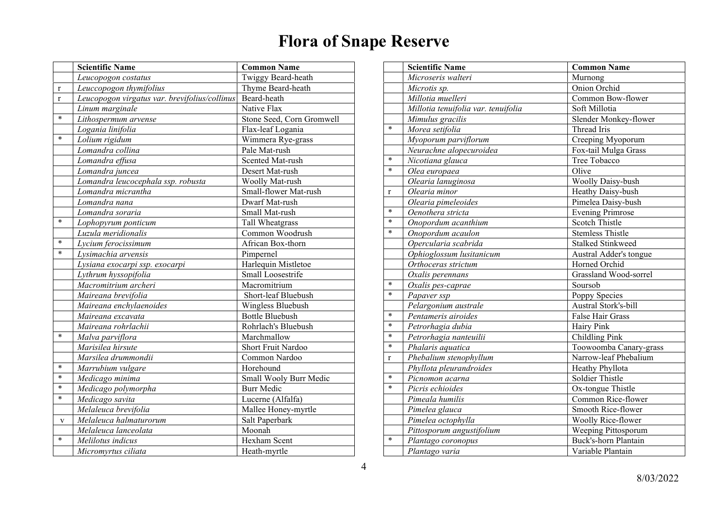# Flora of Snape Reserve

| | Scientific Name | Common Name |
|---|---|---|
| | *Leucopogon costatus* | Twiggy Beard-heath |
| r | *Leuccopogon thymifolius* | Thyme Beard-heath |
| r | *Leucopogon virgatus var. brevifolia/collinus* | Beard-heath |
| | *Linum marginale* | Native Flax |
| * | *Lithospermum arvense* | Stone Seed, Corn Gromwell |
| | *Logania linifolia* | Flax-leaf Logania |
| * | *Lolium rigidum* | Wimmera Rye-grass |
| | *Lomandra collina* | Pale Mat-rush |
| | *Lomandra effusa* | Scented Mat-rush |
| | *Lomandra juncea* | Desert Mat-rush |
| | *Lomandra leucocephala ssp. robusta* | Woolly Mat-rush |
| | *Lomandra micrantha* | Small-flower Mat-rush |
| | *Lomandra nana* | Dwarf Mat-rush |
| | *Lomandra soraria* | Small Mat-rush |
| * | *Lophopyrum ponticum* | Tall Wheatgrass |
| | *Luzula meridionalis* | Common Woodrush |
| * | *Lycium ferocissimum* | African Box-thorn |
| * | *Lysimachia arvensis* | Pimpernel |
| | *Lysiana exocarpi ssp. exocarpi* | Harlequin Mistletoe |
| | *Lythrum hyssopifolia* | Small Loosestrife |
| | *Macromitrium archeri* | Macromitrium |
| | *Maireana brevifolia* | Short-leaf Bluebush |
| | *Maireana enchylaenoides* | Wingless Bluebush |
| | *Maireana excavata* | Bottle Bluebush |
| | *Maireana rohrlachii* | Rohrlach's Bluebush |
| * | *Malva parviflora* | Marchmallow |
| | *Marisilea hirsute* | Short Fruit Nardoo |
| | *Marsilea drummondii* | Common Nardoo |
| * | *Marrubium vulgare* | Horehound |
| * | *Medicago minima* | Small Wooly Burr Medic |
| * | *Medicago polymorpha* | Burr Medic |
| * | *Medicago savita* | Lucerne (Alfalfa) |
| | *Melaleuca brevifolia* | Mallee Honey-myrtle |
| v | *Melaleuca halmaturorum* | Salt Paperbark |
| | *Melaleuca lanceolata* | Moonah |
| * | *Melilotus indicus* | Hexham Scent |
| | *Micromyrtus ciliata* | Heath-myrtle |
| | *Microseris walteri* | Murnong |
| | *Microtis sp.* | Onion Orchid |
| | *Millotia muelleri* | Common Bow-flower |
| | *Millotia tenuifolia var. tenuifolia* | Soft Millotia |
| | *Mimulus gracilis* | Slender Monkey-flower |
| * | *Morea setifolia* | Thread Iris |
| | *Myoporum parviflorum* | Creeping Myoporum |
| | *Neurachne alopecuroidea* | Fox-tail Mulga Grass |
| * | *Nicotiana glauca* | Tree Tobacco |
| * | *Olea europaea* | Olive |
| | *Olearia lanuginosa* | Woolly Daisy-bush |
| r | *Olearia minor* | Heathy Daisy-bush |
| | *Olearia pimeleoides* | Pimelea Daisy-bush |
| * | *Oenothera stricta* | Evening Primrose |
| * | *Onopordum acanthium* | Scotch Thistle |
| * | *Onopordum acaulon* | Stemless Thistle |
| | *Opercularia scabrida* | Stalked Stinkweed |
| | *Ophioglossum lusitanicum* | Austral Adder's tongue |
| | *Orthoceras strictum* | Horned Orchid |
| | *Oxalis perennans* | Grassland Wood-sorrel |
| * | *Oxalis pes-caprae* | Soursob |
| * | *Papaver ssp* | Poppy Species |
| | *Pelargonium australe* | Austral Stork's-bill |
| * | *Pentameris airoides* | False Hair Grass |
| * | *Petrorhagia dubia* | Hairy Pink |
| * | *Petrorhagia nanteuilii* | Childling Pink |
| * | *Phalaris aquatica* | Toowoomba Canary-grass |
| r | *Phebalium stenophyllum* | Narrow-leaf Phebalium |
| | *Phyllota pleurandroides* | Heathy Phyllota |
| * | *Picnomon acarna* | Soldier Thistle |
| * | *Picris echioides* | Ox-tongue Thistle |
| | *Pimeala humilis* | Common Rice-flower |
| | *Pimelea glauca* | Smooth Rice-flower |
| | *Pimelea octophylla* | Woolly Rice-flower |
| | *Pittosporum angustifolium* | Weeping Pittosporum |
| * | *Plantago coronopus* | Buck's-horn Plantain |
| | *Plantago varia* | Variable Plantain |

8/03/2022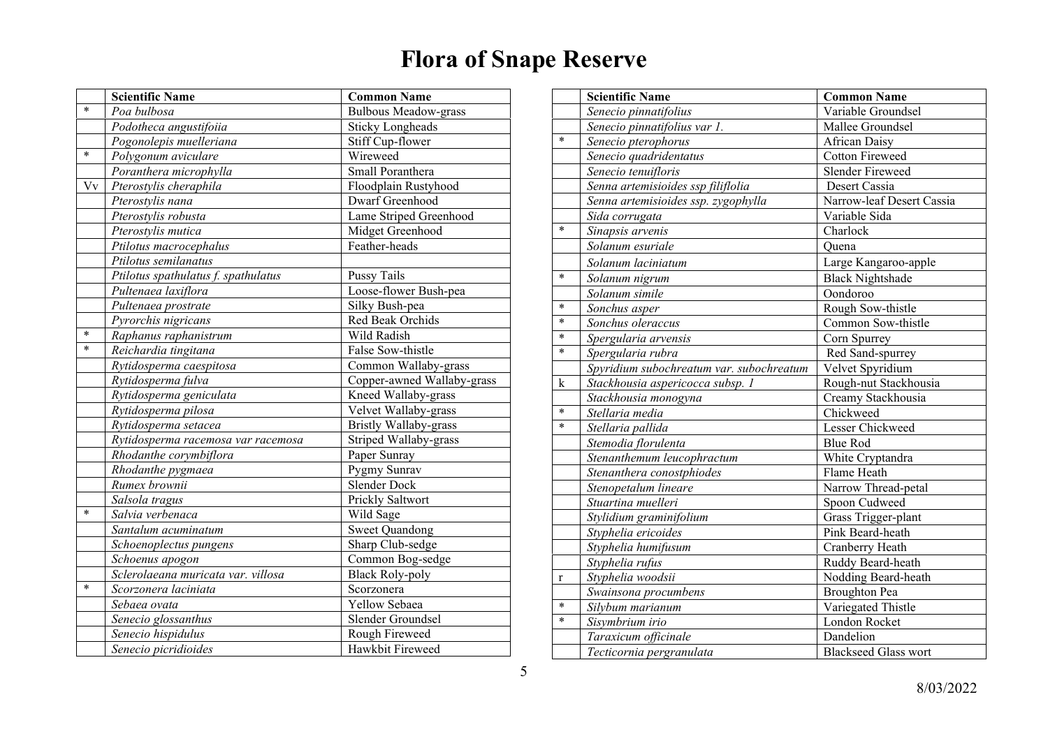# Flora of Snape Reserve

| | Scientific Name | Common Name |
|---|---|---|
| * | *Poa bulbosa* | Bulbous Meadow-grass |
| | *Podotheca angustifoiia* | Sticky Longheads |
| | *Pogonolepis muelleriana* | Stiff Cup-flower |
| * | *Polygonum aviculare* | Wireweed |
| | *Poranthera microphylla* | Small Poranthera |
| Vv | *Pterostylis cheraphila* | Floodplain Rustyhood |
| | *Pterostylis nana* | Dwarf Greenhood |
| | *Pterostylis robusta* | Lame Striped Greenhood |
| | *Pterostylis mutica* | Midget Greenhood |
| | *Ptilotus macrocephalus* | Feather-heads |
| | *Ptilotus semilanatus* | |
| | *Ptilotus spathulatus f. spathulatus* | Pussy Tails |
| | *Pultenaea laxiflora* | Loose-flower Bush-pea |
| | *Pultenaea prostrate* | Silky Bush-pea |
| | *Pyrorchis nigricans* | Red Beak Orchids |
| * | *Raphanus raphanistrum* | Wild Radish |
| * | *Reichardia tingitana* | False Sow-thistle |
| | *Rytidosperma caespitosa* | Common Wallaby-grass |
| | *Rytidosperma fulva* | Copper-awned Wallaby-grass |
| | *Rytidosperma geniculata* | Kneed Wallaby-grass |
| | *Rytidosperma pilosa* | Velvet Wallaby-grass |
| | *Rytidosperma setacea* | Bristly Wallaby-grass |
| | *Rytidosperma racemosa var racemosa* | Striped Wallaby-grass |
| | *Rhodanthe corymbiflora* | Paper Sunray |
| | *Rhodanthe pygmaea* | Pygmy Sunrav |
| | *Rumex brownii* | Slender Dock |
| | *Salsola tragus* | Prickly Saltwort |
| * | *Salvia verbenaca* | Wild Sage |
| | *Santalum acuminatum* | Sweet Quandong |
| | *Schoenoplectus pungens* | Sharp Club-sedge |
| | *Schoenus apogon* | Common Bog-sedge |
| | *Sclerolaeana muricata var. villosa* | Black Roly-poly |
| * | *Scorzonera laciniata* | Scorzonera |
| | *Sebaea ovata* | Yellow Sebaea |
| | *Senecio glossanthus* | Slender Groundsel |
| | *Senecio hispidulus* | Rough Fireweed |
| | *Senecio picridioides* | Hawkbit Fireweed |

| | Scientific Name | Common Name |
|---|---|---|
| | *Senecio pinnatifolius* | Variable Groundsel |
| | *Senecio pinnatifolius var 1.* | Mallee Groundsel |
| * | *Senecio pterophorus* | African Daisy |
| | *Senecio quadridentatus* | Cotton Fireweed |
| | *Senecio tenuifloris* | Slender Fireweed |
| | *Senna artemisioides ssp filiflolia* | Desert Cassia |
| | *Senna artemisioides ssp. zygophylla* | Narrow-leaf Desert Cassia |
| | *Sida corrugata* | Variable Sida |
| * | *Sinapsis arvenis* | Charlock |
| | *Solanum esuriale* | Quena |
| | *Solanum laciniatum* | Large Kangaroo-apple |
| * | *Solanum nigrum* | Black Nightshade |
| | *Solanum simile* | Oondoroo |
| * | *Sonchus asper* | Rough Sow-thistle |
| * | *Sonchus oleraccus* | Common Sow-thistle |
| * | *Spergularia arvensis* | Corn Spurrey |
| * | *Spergularia rubra* | Red Sand-spurrey |
| | *Spyridium subochreatum var. subochreatum* | Velvet Spyridium |
| k | *Stackhousia aspericocca subsp. 1* | Rough-nut Stackhousia |
| | *Stackhousia monogyna* | Creamy Stackhousia |
| * | *Stellaria media* | Chickweed |
| * | *Stellaria pallida* | Lesser Chickweed |
| | *Stemodia florulenta* | Blue Rod |
| | *Stenanthemum leucophractum* | White Cryptandra |
| | *Stenanthera conostphiodes* | Flame Heath |
| | *Stenopetalum lineare* | Narrow Thread-petal |
| | *Stuartina muelleri* | Spoon Cudweed |
| | *Stylidium graminifolium* | Grass Trigger-plant |
| | *Styphelia ericoides* | Pink Beard-heath |
| | *Styphelia humifusum* | Cranberry Heath |
| | *Styphelia rufus* | Ruddy Beard-heath |
| r | *Styphelia woodsii* | Nodding Beard-heath |
| | *Swainsona procumbens* | Broughton Pea |
| * | *Silybum marianum* | Variegated Thistle |
| * | *Sisymbrium irio* | London Rocket |
| | *Taraxicum officinale* | Dandelion |
| | *Tecticornia pergranulata* | Blackseed Glass wort |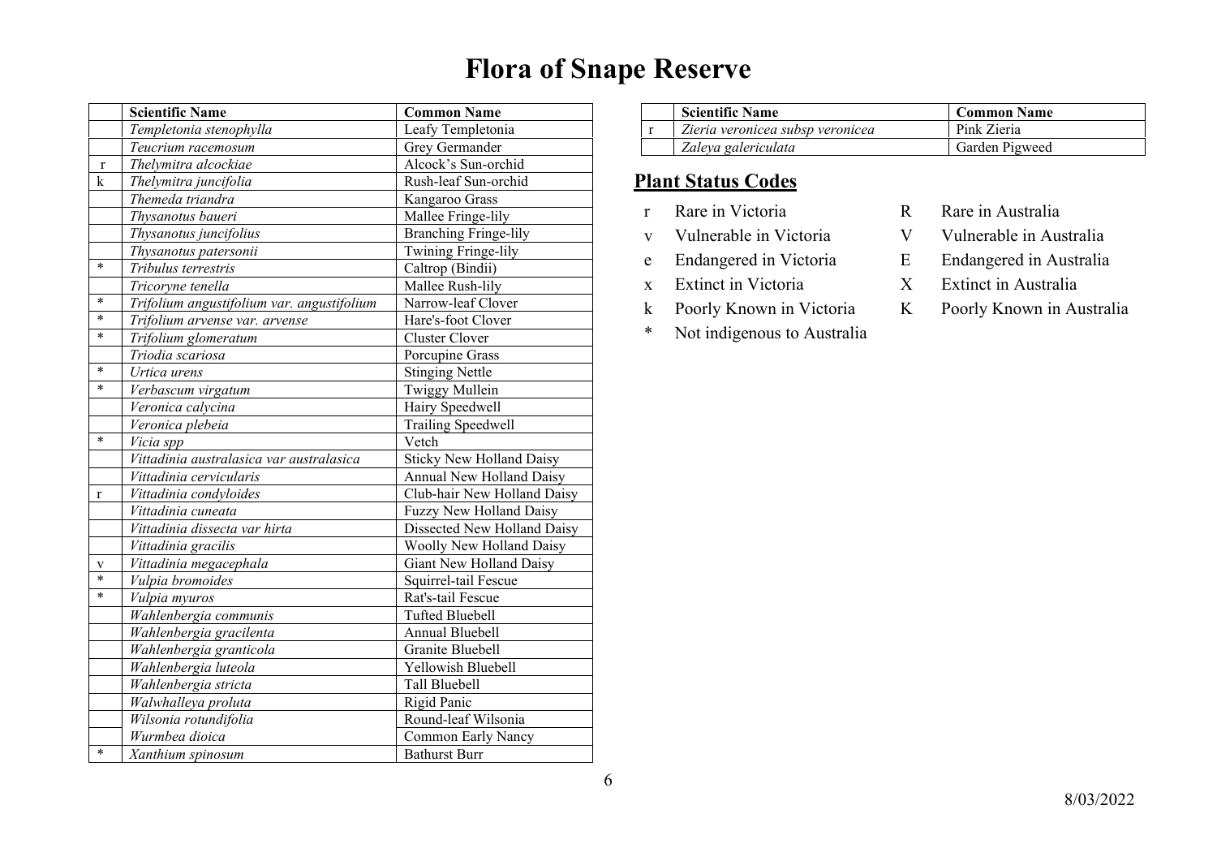# Flora of Snape Reserve

| | Scientific Name | Common Name |
|---|---|---|
| | *Templetonia stenophylla* | Leafy Templetonia |
| | *Teucrium racemosum* | Grey Germander |
| r | *Thelymitra alcockiae* | Alcock's Sun-orchid |
| k | *Thelymitra juncifolia* | Rush-leaf Sun-orchid |
| | *Themeda triandra* | Kangaroo Grass |
| | *Thysanotus baueri* | Mallee Fringe-lily |
| | *Thysanotus juncifolius* | Branching Fringe-lily |
| | *Thysanotus patersonii* | Twining Fringe-lily |
| * | *Tribulus terrestris* | Caltrop (Bindii) |
| | *Tricoryne tenella* | Mallee Rush-lily |
| * | *Trifolium angustifolium var. angustifolium* | Narrow-leaf Clover |
| * | *Trifolium arvense var. arvense* | Hare's-foot Clover |
| * | *Trifolium glomeratum* | Cluster Clover |
| | *Triodia scariosa* | Porcupine Grass |
| * | *Urtica urens* | Stinging Nettle |
| * | *Verbascum virgatum* | Twiggy Mullein |
| | *Veronica calycina* | Hairy Speedwell |
| | *Veronica plebeia* | Trailing Speedwell |
| * | *Vicia spp* | Vetch |
| | *Vittadinia australasica var australasica* | Sticky New Holland Daisy |
| | *Vittadinia cervicularis* | Annual New Holland Daisy |
| r | *Vittadinia condyloides* | Club-hair New Holland Daisy |
| | *Vittadinia cuneata* | Fuzzy New Holland Daisy |
| | *Vittadinia dissecta var hirta* | Dissected New Holland Daisy |
| | *Vittadinia gracilis* | Woolly New Holland Daisy |
| v | *Vittadinia megacephala* | Giant New Holland Daisy |
| * | *Vulpia bromoides* | Squirrel-tail Fescue |
| * | *Vulpia myuros* | Rat's-tail Fescue |
| | *Wahlenbergia communis* | Tufted Bluebell |
| | *Wahlenbergia gracilenta* | Annual Bluebell |
| | *Wahlenbergia granticola* | Granite Bluebell |
| | *Wahlenbergia luteola* | Yellowish Bluebell |
| | *Wahlenbergia stricta* | Tall Bluebell |
| | *Walwhalleya proluta* | Rigid Panic |
| | *Wilsonia rotundifolia* | Round-leaf Wilsonia |
| | *Wurmbea dioica* | Common Early Nancy |
| * | *Xanthium spinosum* | Bathurst Burr |
| r | *Zieria veronicea subsp veronicea* | Pink Zieria |
| | *Zaleya galericulata* | Garden Pigweed |

## Plant Status Codes

| | | | |
|---|---|---|---|
| r | Rare in Victoria | R | Rare in Australia |
| v | Vulnerable in Victoria | V | Vulnerable in Australia |
| e | Endangered in Victoria | E | Endangered in Australia |
| x | Extinct in Victoria | X | Extinct in Australia |
| k | Poorly Known in Victoria | K | Poorly Known in Australia |
| * | Not indigenous to Australia | | |

8/03/2022